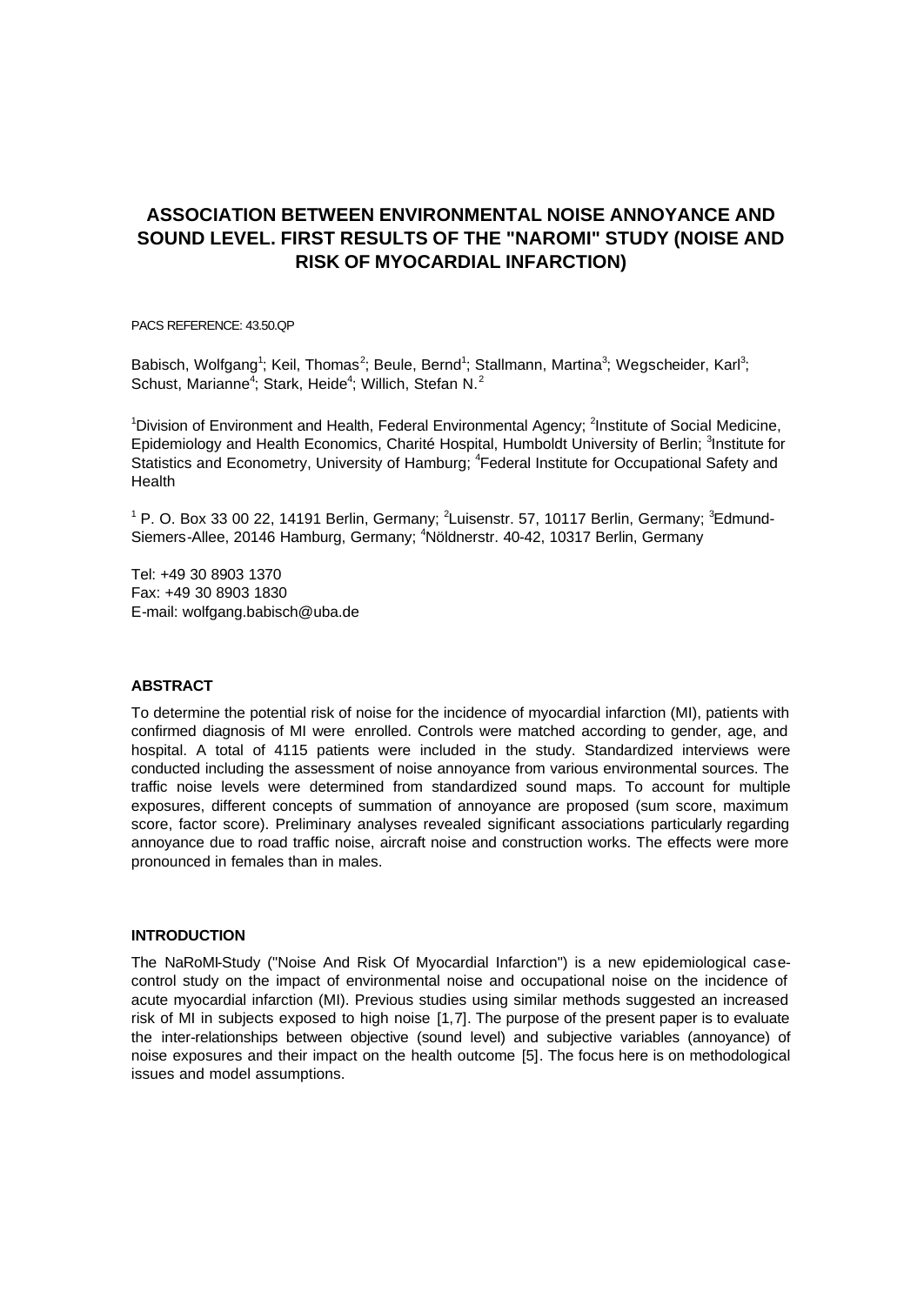# ASSOCIATION BETWEEN ENVIRONMENTAL NOISE ANNOYANCE AND SOUND LEVEL. FIRST RESULTS OF THE "NAROMI" STUDY (NOISE AND RISK OF MYOCARDIAL INFARCTION)

PACS REFERENCE: 43.50.QP

Babisch, Wolfgang[1]; Keil, Thomas[2]; Beule, Bernd[1]; Stallmann, Martina[3]; Wegscheider, Karl[3]; Schust, Marianne[4]; Stark, Heide[4]; Willich, Stefan N.[2]

[1]Division of Environment and Health, Federal Environmental Agency; [2]Institute of Social Medicine, Epidemiology and Health Economics, Charité Hospital, Humboldt University of Berlin; [3]Institute for Statistics and Econometry, University of Hamburg; [4]Federal Institute for Occupational Safety and Health

[1] P. O. Box 33 00 22, 14191 Berlin, Germany; [2]Luisenstr. 57, 10117 Berlin, Germany; [3]Edmund-Siemers-Allee, 20146 Hamburg, Germany; [4]Nöldnerstr. 40-42, 10317 Berlin, Germany

Tel: +49 30 8903 1370
Fax: +49 30 8903 1830
E-mail: wolfgang.babisch@uba.de

## ABSTRACT

To determine the potential risk of noise for the incidence of myocardial infarction (MI), patients with confirmed diagnosis of MI were enrolled. Controls were matched according to gender, age, and hospital. A total of 4115 patients were included in the study. Standardized interviews were conducted including the assessment of noise annoyance from various environmental sources. The traffic noise levels were determined from standardized sound maps. To account for multiple exposures, different concepts of summation of annoyance are proposed (sum score, maximum score, factor score). Preliminary analyses revealed significant associations particularly regarding annoyance due to road traffic noise, aircraft noise and construction works. The effects were more pronounced in females than in males.

## INTRODUCTION

The NaRoMI-Study ("Noise And Risk Of Myocardial Infarction") is a new epidemiological case-control study on the impact of environmental noise and occupational noise on the incidence of acute myocardial infarction (MI). Previous studies using similar methods suggested an increased risk of MI in subjects exposed to high noise [1,7]. The purpose of the present paper is to evaluate the inter-relationships between objective (sound level) and subjective variables (annoyance) of noise exposures and their impact on the health outcome [5]. The focus here is on methodological issues and model assumptions.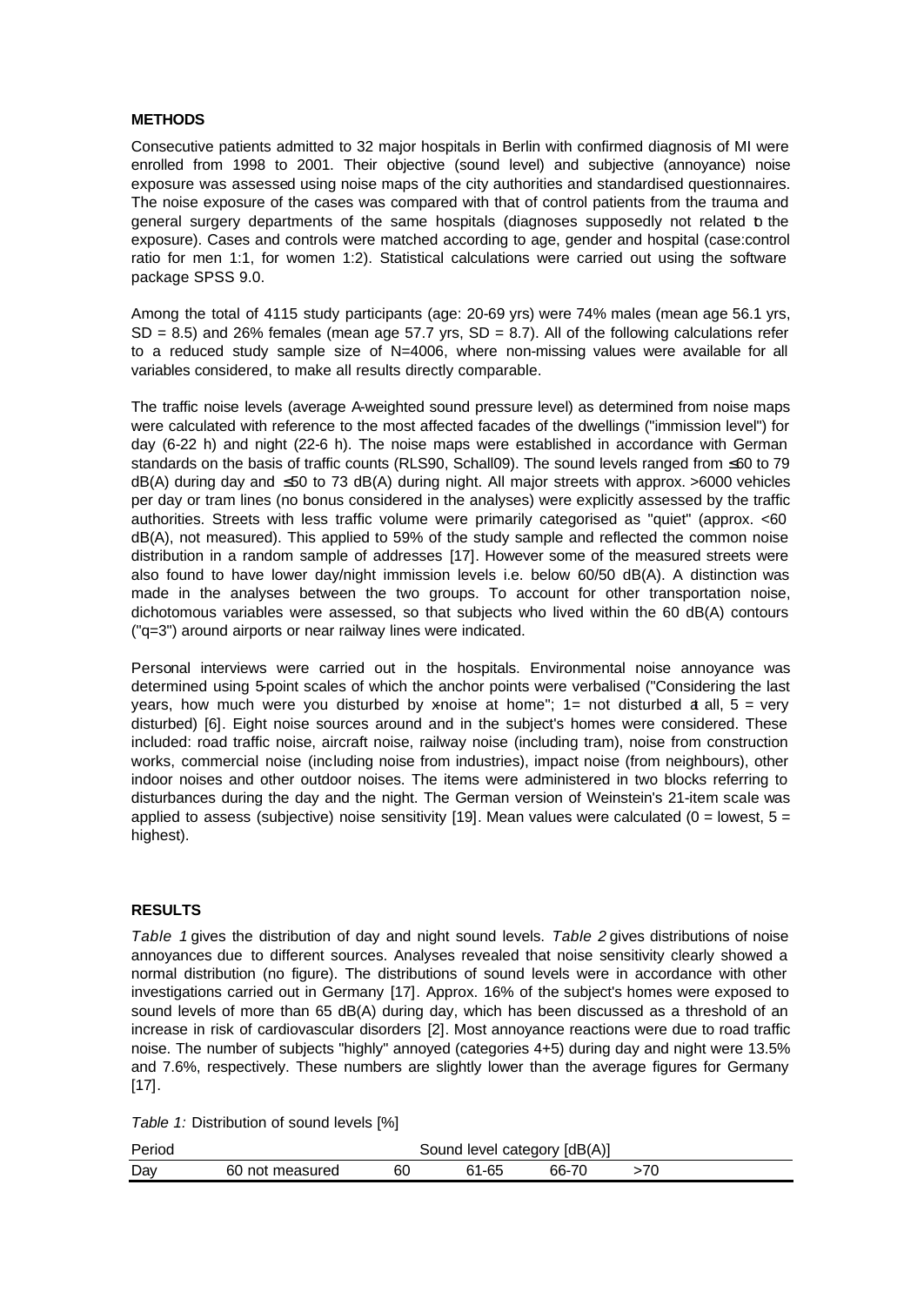**METHODS**

Consecutive patients admitted to 32 major hospitals in Berlin with confirmed diagnosis of MI were enrolled from 1998 to 2001. Their objective (sound level) and subjective (annoyance) noise exposure was assessed using noise maps of the city authorities and standardised questionnaires. The noise exposure of the cases was compared with that of control patients from the trauma and general surgery departments of the same hospitals (diagnoses supposedly not related to the exposure). Cases and controls were matched according to age, gender and hospital (case:control ratio for men 1:1, for women 1:2). Statistical calculations were carried out using the software package SPSS 9.0.

Among the total of 4115 study participants (age: 20-69 yrs) were 74% males (mean age 56.1 yrs, SD = 8.5) and 26% females (mean age 57.7 yrs, SD = 8.7). All of the following calculations refer to a reduced study sample size of N=4006, where non-missing values were available for all variables considered, to make all results directly comparable.

The traffic noise levels (average A-weighted sound pressure level) as determined from noise maps were calculated with reference to the most affected facades of the dwellings ("immission level") for day (6-22 h) and night (22-6 h). The noise maps were established in accordance with German standards on the basis of traffic counts (RLS90, Schall09). The sound levels ranged from ≤60 to 79 dB(A) during day and ≤50 to 73 dB(A) during night. All major streets with approx. >6000 vehicles per day or tram lines (no bonus considered in the analyses) were explicitly assessed by the traffic authorities. Streets with less traffic volume were primarily categorised as "quiet" (approx. <60 dB(A), not measured). This applied to 59% of the study sample and reflected the common noise distribution in a random sample of addresses [17]. However some of the measured streets were also found to have lower day/night immission levels i.e. below 60/50 dB(A). A distinction was made in the analyses between the two groups. To account for other transportation noise, dichotomous variables were assessed, so that subjects who lived within the 60 dB(A) contours ("q=3") around airports or near railway lines were indicated.

Personal interviews were carried out in the hospitals. Environmental noise annoyance was determined using 5-point scales of which the anchor points were verbalised ("Considering the last years, how much were you disturbed by x-noise at home"; 1= not disturbed at all, 5 = very disturbed) [6]. Eight noise sources around and in the subject's homes were considered. These included: road traffic noise, aircraft noise, railway noise (including tram), noise from construction works, commercial noise (including noise from industries), impact noise (from neighbours), other indoor noises and other outdoor noises. The items were administered in two blocks referring to disturbances during the day and the night. The German version of Weinstein's 21-item scale was applied to assess (subjective) noise sensitivity [19]. Mean values were calculated (0 = lowest, 5 = highest).

**RESULTS**

*Table 1* gives the distribution of day and night sound levels. *Table 2* gives distributions of noise annoyances due to different sources. Analyses revealed that noise sensitivity clearly showed a normal distribution (no figure). The distributions of sound levels were in accordance with other investigations carried out in Germany [17]. Approx. 16% of the subject's homes were exposed to sound levels of more than 65 dB(A) during day, which has been discussed as a threshold of an increase in risk of cardiovascular disorders [2]. Most annoyance reactions were due to road traffic noise. The number of subjects "highly" annoyed (categories 4+5) during day and night were 13.5% and 7.6%, respectively. These numbers are slightly lower than the average figures for Germany [17].

*Table 1:* Distribution of sound levels [%]

| Period | Sound level category [dB(A)] | | | | |
|---|---|---|---|---|---|
| Day | 60 not measured | 60 | 61-65 | 66-70 | >70 |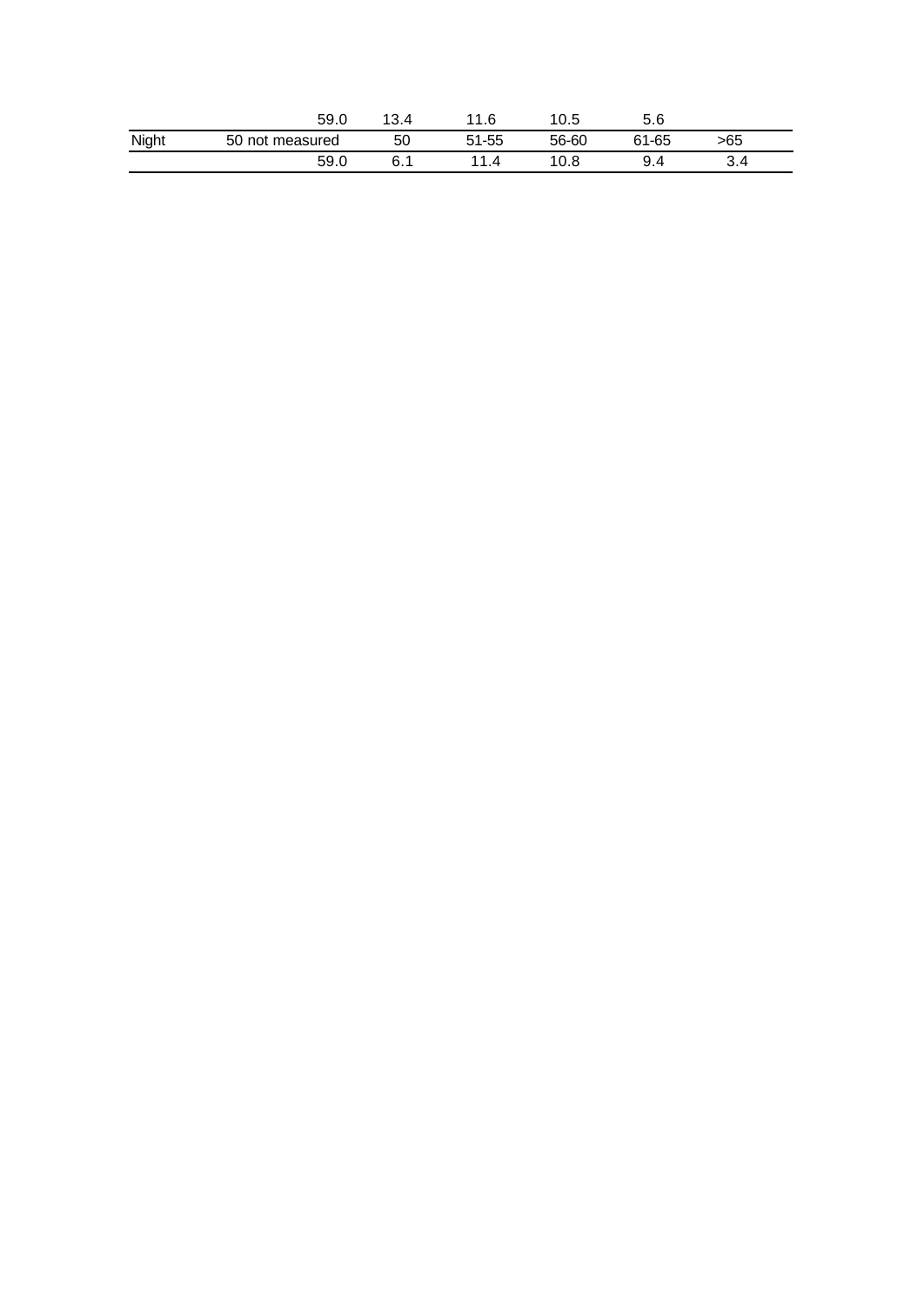|  | 59.0 | 13.4 | 11.6 | 10.5 | 5.6 |  |
|---|---|---|---|---|---|---|
| Night | 50 not measured | 50 | 51-55 | 56-60 | 61-65 | >65 |
|  | 59.0 | 6.1 | 11.4 | 10.8 | 9.4 | 3.4 |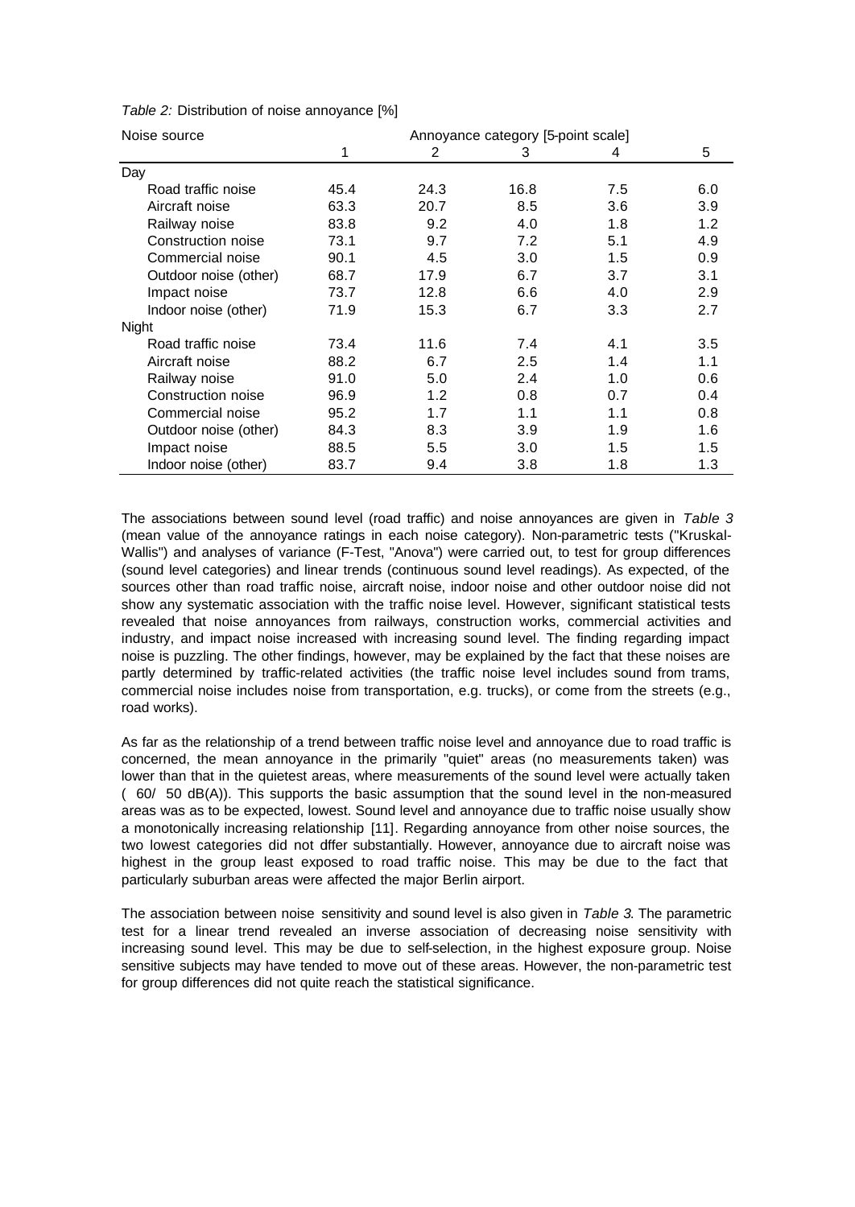*Table 2:* Distribution of noise annoyance [%]

| Noise source | Annoyance category [5-point scale] | | | | |
|---|---|---|---|---|---|
| | 1 | 2 | 3 | 4 | 5 |
| Day | | | | | |
| Road traffic noise | 45.4 | 24.3 | 16.8 | 7.5 | 6.0 |
| Aircraft noise | 63.3 | 20.7 | 8.5 | 3.6 | 3.9 |
| Railway noise | 83.8 | 9.2 | 4.0 | 1.8 | 1.2 |
| Construction noise | 73.1 | 9.7 | 7.2 | 5.1 | 4.9 |
| Commercial noise | 90.1 | 4.5 | 3.0 | 1.5 | 0.9 |
| Outdoor noise (other) | 68.7 | 17.9 | 6.7 | 3.7 | 3.1 |
| Impact noise | 73.7 | 12.8 | 6.6 | 4.0 | 2.9 |
| Indoor noise (other) | 71.9 | 15.3 | 6.7 | 3.3 | 2.7 |
| Night | | | | | |
| Road traffic noise | 73.4 | 11.6 | 7.4 | 4.1 | 3.5 |
| Aircraft noise | 88.2 | 6.7 | 2.5 | 1.4 | 1.1 |
| Railway noise | 91.0 | 5.0 | 2.4 | 1.0 | 0.6 |
| Construction noise | 96.9 | 1.2 | 0.8 | 0.7 | 0.4 |
| Commercial noise | 95.2 | 1.7 | 1.1 | 1.1 | 0.8 |
| Outdoor noise (other) | 84.3 | 8.3 | 3.9 | 1.9 | 1.6 |
| Impact noise | 88.5 | 5.5 | 3.0 | 1.5 | 1.5 |
| Indoor noise (other) | 83.7 | 9.4 | 3.8 | 1.8 | 1.3 |

The associations between sound level (road traffic) and noise annoyances are given in *Table 3* (mean value of the annoyance ratings in each noise category). Non-parametric tests ("Kruskal-Wallis") and analyses of variance (F-Test, "Anova") were carried out, to test for group differences (sound level categories) and linear trends (continuous sound level readings). As expected, of the sources other than road traffic noise, aircraft noise, indoor noise and other outdoor noise did not show any systematic association with the traffic noise level. However, significant statistical tests revealed that noise annoyances from railways, construction works, commercial activities and industry, and impact noise increased with increasing sound level. The finding regarding impact noise is puzzling. The other findings, however, may be explained by the fact that these noises are partly determined by traffic-related activities (the traffic noise level includes sound from trams, commercial noise includes noise from transportation, e.g. trucks), or come from the streets (e.g., road works).

As far as the relationship of a trend between traffic noise level and annoyance due to road traffic is concerned, the mean annoyance in the primarily "quiet" areas (no measurements taken) was lower than that in the quietest areas, where measurements of the sound level were actually taken ( 60/ 50 dB(A)). This supports the basic assumption that the sound level in the non-measured areas was as to be expected, lowest. Sound level and annoyance due to traffic noise usually show a monotonically increasing relationship [11]. Regarding annoyance from other noise sources, the two lowest categories did not dffer substantially. However, annoyance due to aircraft noise was highest in the group least exposed to road traffic noise. This may be due to the fact that particularly suburban areas were affected the major Berlin airport.

The association between noise sensitivity and sound level is also given in *Table 3*. The parametric test for a linear trend revealed an inverse association of decreasing noise sensitivity with increasing sound level. This may be due to self-selection, in the highest exposure group. Noise sensitive subjects may have tended to move out of these areas. However, the non-parametric test for group differences did not quite reach the statistical significance.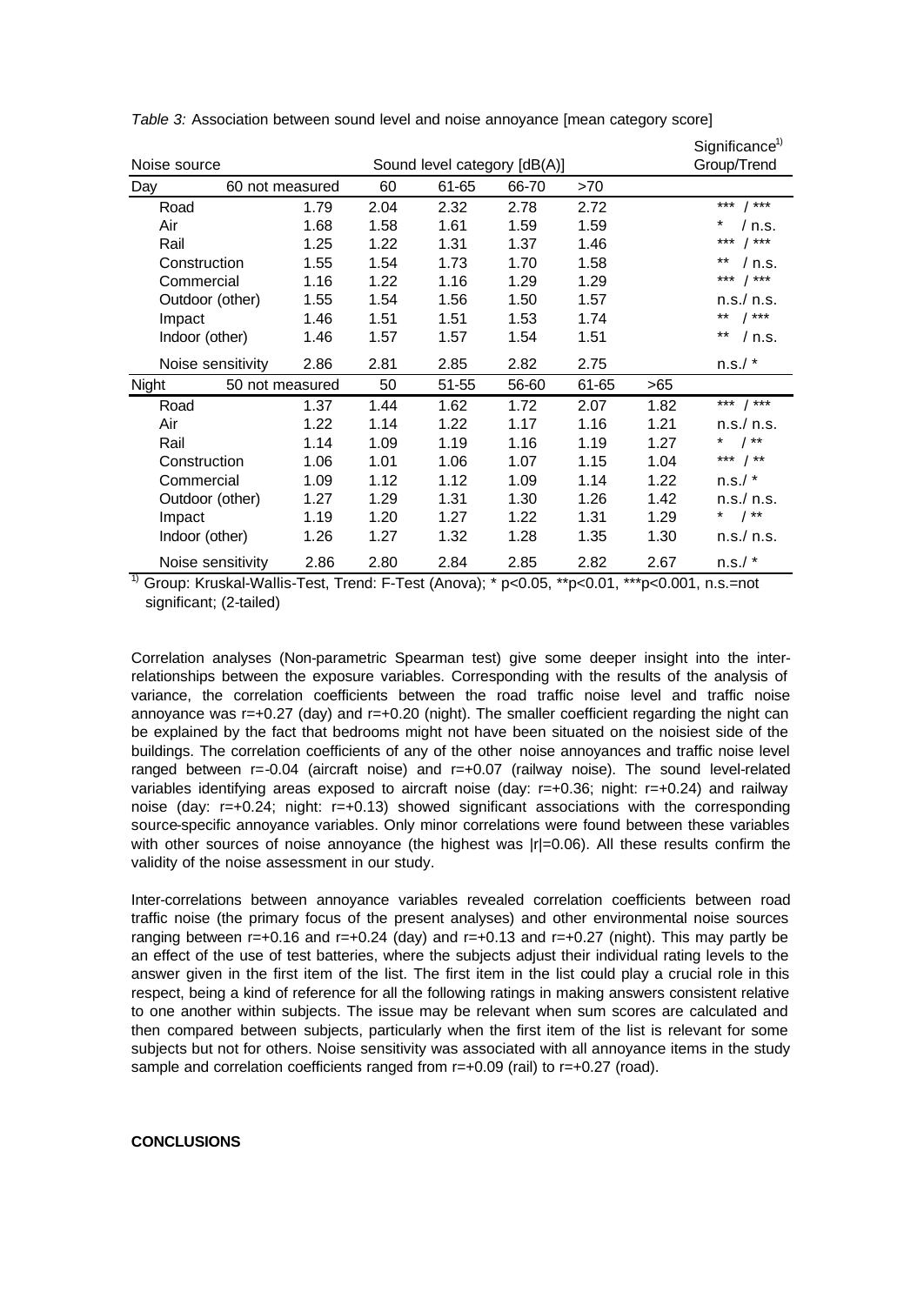*Table 3:* Association between sound level and noise annoyance [mean category score]

| Noise source | | Sound level category [dB(A)] | | | | | Significance[1) ] Group/Trend |
|---|---|---|---|---|---|---|---|
| **Day** | 60 not measured | 60 | 61-65 | 66-70 | >70 | | |
| Road | 1.79 | 2.04 | 2.32 | 2.78 | 2.72 | | *** / *** |
| Air | 1.68 | 1.58 | 1.61 | 1.59 | 1.59 | | * / n.s. |
| Rail | 1.25 | 1.22 | 1.31 | 1.37 | 1.46 | | *** / *** |
| Construction | 1.55 | 1.54 | 1.73 | 1.70 | 1.58 | | ** / n.s. |
| Commercial | 1.16 | 1.22 | 1.16 | 1.29 | 1.29 | | *** / *** |
| Outdoor (other) | 1.55 | 1.54 | 1.56 | 1.50 | 1.57 | | n.s./ n.s. |
| Impact | 1.46 | 1.51 | 1.51 | 1.53 | 1.74 | | ** / *** |
| Indoor (other) | 1.46 | 1.57 | 1.57 | 1.54 | 1.51 | | ** / n.s. |
| Noise sensitivity | 2.86 | 2.81 | 2.85 | 2.82 | 2.75 | | n.s./ * |
| **Night** | 50 not measured | 50 | 51-55 | 56-60 | 61-65 | >65 | |
| Road | 1.37 | 1.44 | 1.62 | 1.72 | 2.07 | 1.82 | *** / *** |
| Air | 1.22 | 1.14 | 1.22 | 1.17 | 1.16 | 1.21 | n.s./ n.s. |
| Rail | 1.14 | 1.09 | 1.19 | 1.16 | 1.19 | 1.27 | * / ** |
| Construction | 1.06 | 1.01 | 1.06 | 1.07 | 1.15 | 1.04 | *** / ** |
| Commercial | 1.09 | 1.12 | 1.12 | 1.09 | 1.14 | 1.22 | n.s./ * |
| Outdoor (other) | 1.27 | 1.29 | 1.31 | 1.30 | 1.26 | 1.42 | n.s./ n.s. |
| Impact | 1.19 | 1.20 | 1.27 | 1.22 | 1.31 | 1.29 | * / ** |
| Indoor (other) | 1.26 | 1.27 | 1.32 | 1.28 | 1.35 | 1.30 | n.s./ n.s. |
| Noise sensitivity | 2.86 | 2.80 | 2.84 | 2.85 | 2.82 | 2.67 | n.s./ * |

[1)] Group: Kruskal-Wallis-Test, Trend: F-Test (Anova); * p<0.05, **p<0.01, ***p<0.001, n.s.=not significant; (2-tailed)

Correlation analyses (Non-parametric Spearman test) give some deeper insight into the inter-relationships between the exposure variables. Corresponding with the results of the analysis of variance, the correlation coefficients between the road traffic noise level and traffic noise annoyance was r=+0.27 (day) and r=+0.20 (night). The smaller coefficient regarding the night can be explained by the fact that bedrooms might not have been situated on the noisiest side of the buildings. The correlation coefficients of any of the other noise annoyances and traffic noise level ranged between r=-0.04 (aircraft noise) and r=+0.07 (railway noise). The sound level-related variables identifying areas exposed to aircraft noise (day: r=+0.36; night: r=+0.24) and railway noise (day: r=+0.24; night: r=+0.13) showed significant associations with the corresponding source-specific annoyance variables. Only minor correlations were found between these variables with other sources of noise annoyance (the highest was |r|=0.06). All these results confirm the validity of the noise assessment in our study.

Inter-correlations between annoyance variables revealed correlation coefficients between road traffic noise (the primary focus of the present analyses) and other environmental noise sources ranging between r=+0.16 and r=+0.24 (day) and r=+0.13 and r=+0.27 (night). This may partly be an effect of the use of test batteries, where the subjects adjust their individual rating levels to the answer given in the first item of the list. The first item in the list could play a crucial role in this respect, being a kind of reference for all the following ratings in making answers consistent relative to one another within subjects. The issue may be relevant when sum scores are calculated and then compared between subjects, particularly when the first item of the list is relevant for some subjects but not for others. Noise sensitivity was associated with all annoyance items in the study sample and correlation coefficients ranged from r=+0.09 (rail) to r=+0.27 (road).

**CONCLUSIONS**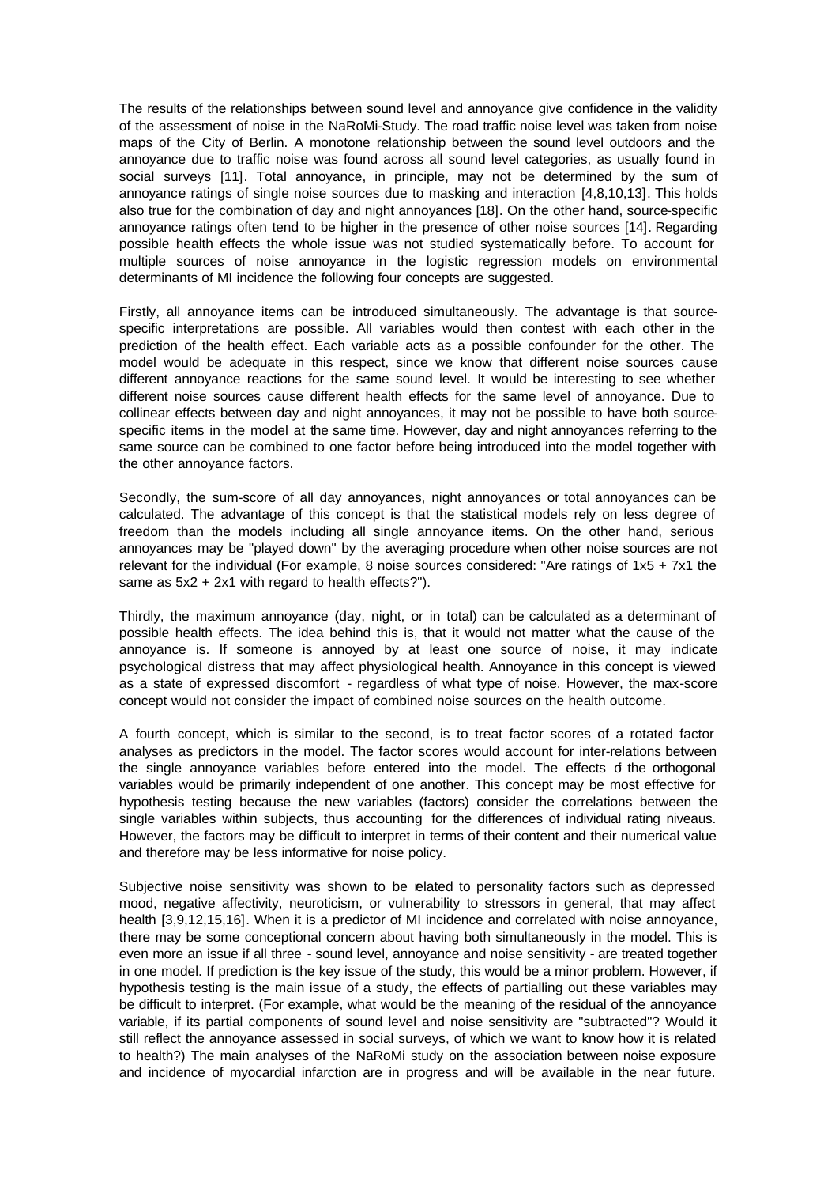The results of the relationships between sound level and annoyance give confidence in the validity of the assessment of noise in the NaRoMi-Study. The road traffic noise level was taken from noise maps of the City of Berlin. A monotone relationship between the sound level outdoors and the annoyance due to traffic noise was found across all sound level categories, as usually found in social surveys [11]. Total annoyance, in principle, may not be determined by the sum of annoyance ratings of single noise sources due to masking and interaction [4,8,10,13]. This holds also true for the combination of day and night annoyances [18]. On the other hand, source-specific annoyance ratings often tend to be higher in the presence of other noise sources [14]. Regarding possible health effects the whole issue was not studied systematically before. To account for multiple sources of noise annoyance in the logistic regression models on environmental determinants of MI incidence the following four concepts are suggested.

Firstly, all annoyance items can be introduced simultaneously. The advantage is that source-specific interpretations are possible. All variables would then contest with each other in the prediction of the health effect. Each variable acts as a possible confounder for the other. The model would be adequate in this respect, since we know that different noise sources cause different annoyance reactions for the same sound level. It would be interesting to see whether different noise sources cause different health effects for the same level of annoyance. Due to collinear effects between day and night annoyances, it may not be possible to have both source-specific items in the model at the same time. However, day and night annoyances referring to the same source can be combined to one factor before being introduced into the model together with the other annoyance factors.

Secondly, the sum-score of all day annoyances, night annoyances or total annoyances can be calculated. The advantage of this concept is that the statistical models rely on less degree of freedom than the models including all single annoyance items. On the other hand, serious annoyances may be "played down" by the averaging procedure when other noise sources are not relevant for the individual (For example, 8 noise sources considered: "Are ratings of 1x5 + 7x1 the same as 5x2 + 2x1 with regard to health effects?").

Thirdly, the maximum annoyance (day, night, or in total) can be calculated as a determinant of possible health effects. The idea behind this is, that it would not matter what the cause of the annoyance is. If someone is annoyed by at least one source of noise, it may indicate psychological distress that may affect physiological health. Annoyance in this concept is viewed as a state of expressed discomfort - regardless of what type of noise. However, the max-score concept would not consider the impact of combined noise sources on the health outcome.

A fourth concept, which is similar to the second, is to treat factor scores of a rotated factor analyses as predictors in the model. The factor scores would account for inter-relations between the single annoyance variables before entered into the model. The effects of the orthogonal variables would be primarily independent of one another. This concept may be most effective for hypothesis testing because the new variables (factors) consider the correlations between the single variables within subjects, thus accounting for the differences of individual rating niveaus. However, the factors may be difficult to interpret in terms of their content and their numerical value and therefore may be less informative for noise policy.

Subjective noise sensitivity was shown to be related to personality factors such as depressed mood, negative affectivity, neuroticism, or vulnerability to stressors in general, that may affect health [3,9,12,15,16]. When it is a predictor of MI incidence and correlated with noise annoyance, there may be some conceptional concern about having both simultaneously in the model. This is even more an issue if all three - sound level, annoyance and noise sensitivity - are treated together in one model. If prediction is the key issue of the study, this would be a minor problem. However, if hypothesis testing is the main issue of a study, the effects of partialling out these variables may be difficult to interpret. (For example, what would be the meaning of the residual of the annoyance variable, if its partial components of sound level and noise sensitivity are "subtracted"? Would it still reflect the annoyance assessed in social surveys, of which we want to know how it is related to health?) The main analyses of the NaRoMi study on the association between noise exposure and incidence of myocardial infarction are in progress and will be available in the near future.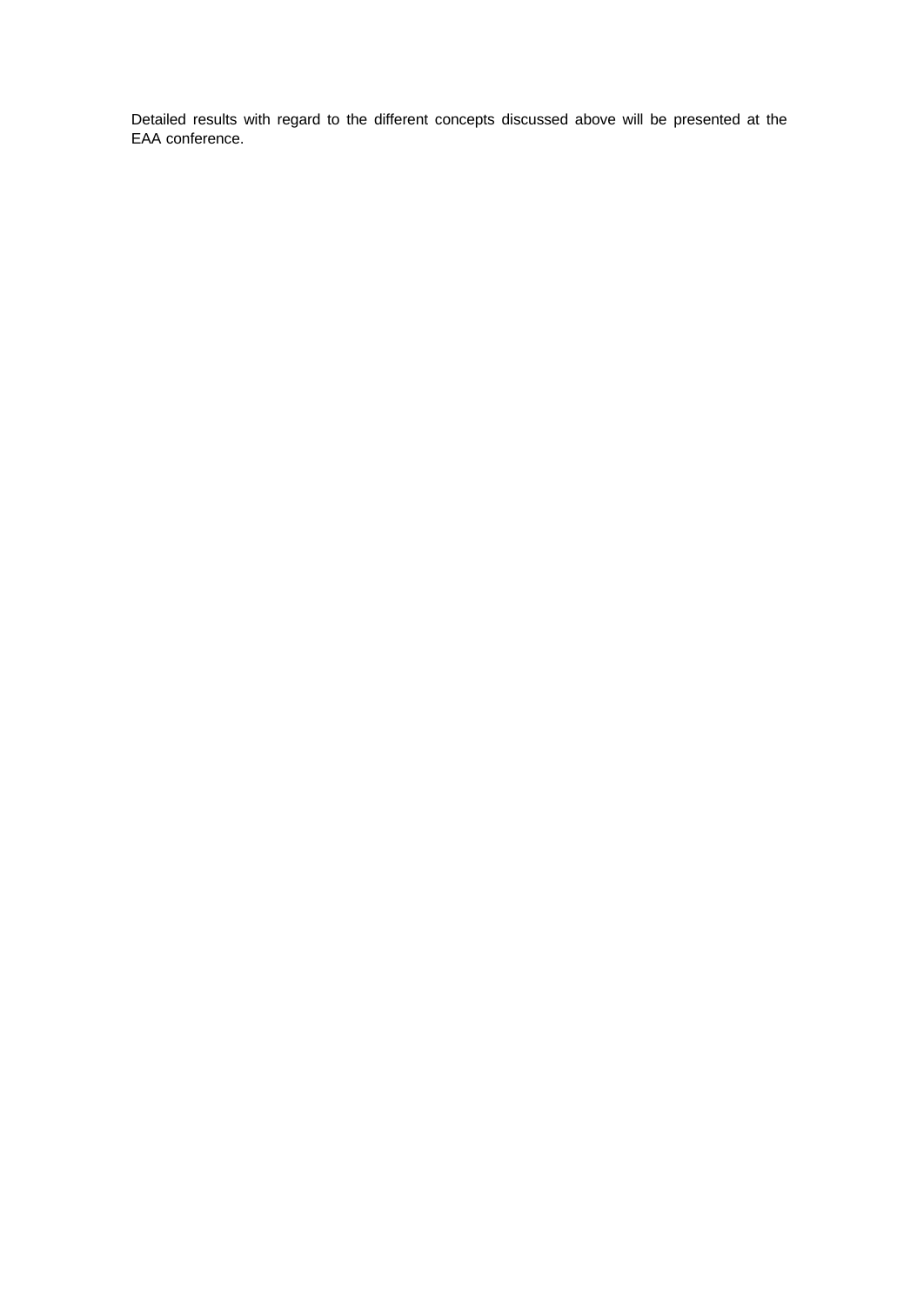Detailed results with regard to the different concepts discussed above will be presented at the EAA conference.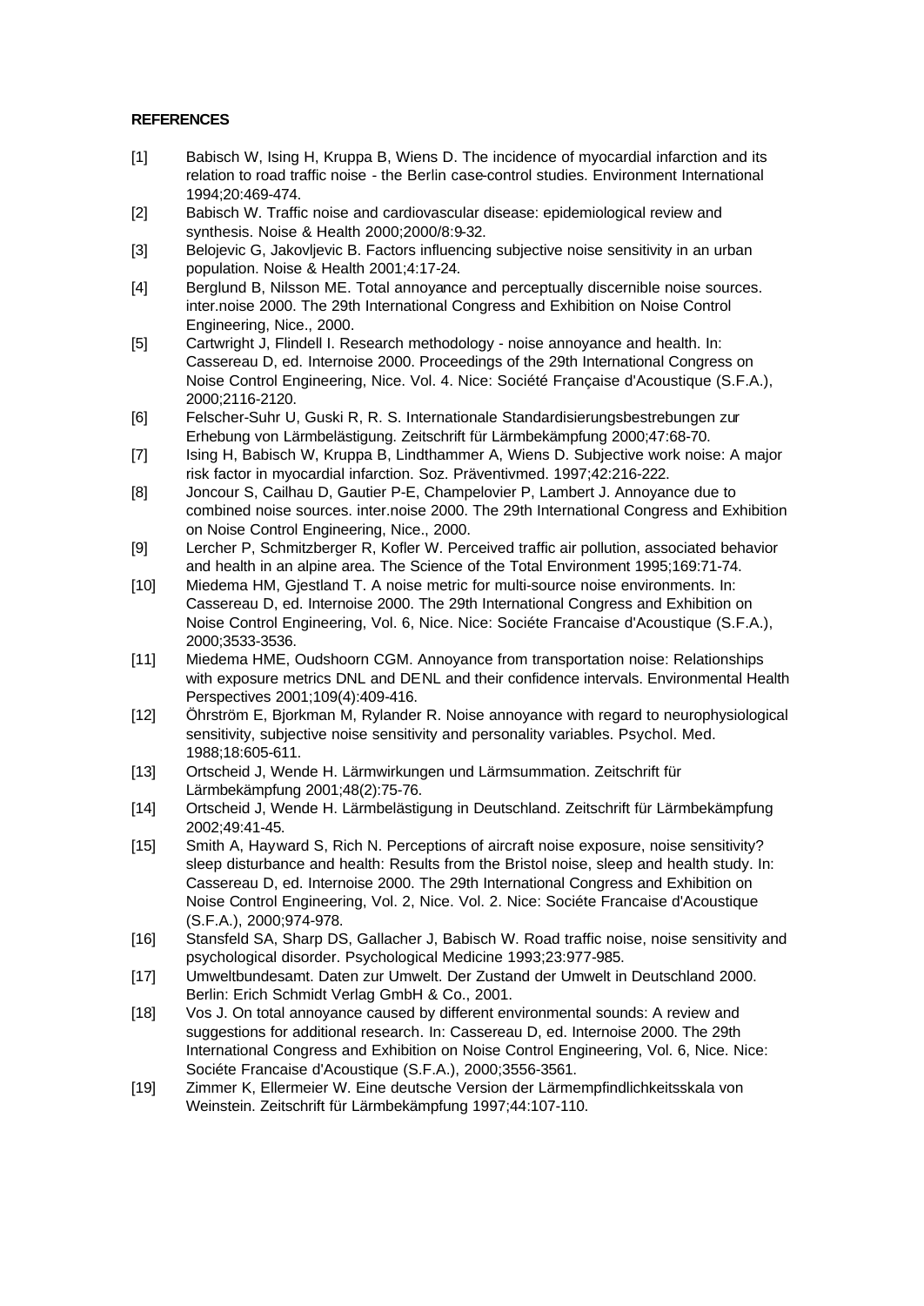**REFERENCES**

[1] Babisch W, Ising H, Kruppa B, Wiens D. The incidence of myocardial infarction and its relation to road traffic noise - the Berlin case-control studies. Environment International 1994;20:469-474.

[2] Babisch W. Traffic noise and cardiovascular disease: epidemiological review and synthesis. Noise & Health 2000;2000/8:9-32.

[3] Belojevic G, Jakovljevic B. Factors influencing subjective noise sensitivity in an urban population. Noise & Health 2001;4:17-24.

[4] Berglund B, Nilsson ME. Total annoyance and perceptually discernible noise sources. inter.noise 2000. The 29th International Congress and Exhibition on Noise Control Engineering, Nice., 2000.

[5] Cartwright J, Flindell I. Research methodology - noise annoyance and health. In: Cassereau D, ed. Internoise 2000. Proceedings of the 29th International Congress on Noise Control Engineering, Nice. Vol. 4. Nice: Société Française d'Acoustique (S.F.A.), 2000;2116-2120.

[6] Felscher-Suhr U, Guski R, R. S. Internationale Standardisierungsbestrebungen zur Erhebung von Lärmbelästigung. Zeitschrift für Lärmbekämpfung 2000;47:68-70.

[7] Ising H, Babisch W, Kruppa B, Lindthammer A, Wiens D. Subjective work noise: A major risk factor in myocardial infarction. Soz. Präventivmed. 1997;42:216-222.

[8] Joncour S, Cailhau D, Gautier P-E, Champelovier P, Lambert J. Annoyance due to combined noise sources. inter.noise 2000. The 29th International Congress and Exhibition on Noise Control Engineering, Nice., 2000.

[9] Lercher P, Schmitzberger R, Kofler W. Perceived traffic air pollution, associated behavior and health in an alpine area. The Science of the Total Environment 1995;169:71-74.

[10] Miedema HM, Gjestland T. A noise metric for multi-source noise environments. In: Cassereau D, ed. Internoise 2000. The 29th International Congress and Exhibition on Noise Control Engineering, Vol. 6, Nice. Nice: Sociéte Francaise d'Acoustique (S.F.A.), 2000;3533-3536.

[11] Miedema HME, Oudshoorn CGM. Annoyance from transportation noise: Relationships with exposure metrics DNL and DENL and their confidence intervals. Environmental Health Perspectives 2001;109(4):409-416.

[12] Öhrström E, Bjorkman M, Rylander R. Noise annoyance with regard to neurophysiological sensitivity, subjective noise sensitivity and personality variables. Psychol. Med. 1988;18:605-611.

[13] Ortscheid J, Wende H. Lärmwirkungen und Lärmsummation. Zeitschrift für Lärmbekämpfung 2001;48(2):75-76.

[14] Ortscheid J, Wende H. Lärmbelästigung in Deutschland. Zeitschrift für Lärmbekämpfung 2002;49:41-45.

[15] Smith A, Hayward S, Rich N. Perceptions of aircraft noise exposure, noise sensitivity? sleep disturbance and health: Results from the Bristol noise, sleep and health study. In: Cassereau D, ed. Internoise 2000. The 29th International Congress and Exhibition on Noise Control Engineering, Vol. 2, Nice. Vol. 2. Nice: Sociéte Francaise d'Acoustique (S.F.A.), 2000;974-978.

[16] Stansfeld SA, Sharp DS, Gallacher J, Babisch W. Road traffic noise, noise sensitivity and psychological disorder. Psychological Medicine 1993;23:977-985.

[17] Umweltbundesamt. Daten zur Umwelt. Der Zustand der Umwelt in Deutschland 2000. Berlin: Erich Schmidt Verlag GmbH & Co., 2001.

[18] Vos J. On total annoyance caused by different environmental sounds: A review and suggestions for additional research. In: Cassereau D, ed. Internoise 2000. The 29th International Congress and Exhibition on Noise Control Engineering, Vol. 6, Nice. Nice: Sociéte Francaise d'Acoustique (S.F.A.), 2000;3556-3561.

[19] Zimmer K, Ellermeier W. Eine deutsche Version der Lärmempfindlichkeitsskala von Weinstein. Zeitschrift für Lärmbekämpfung 1997;44:107-110.